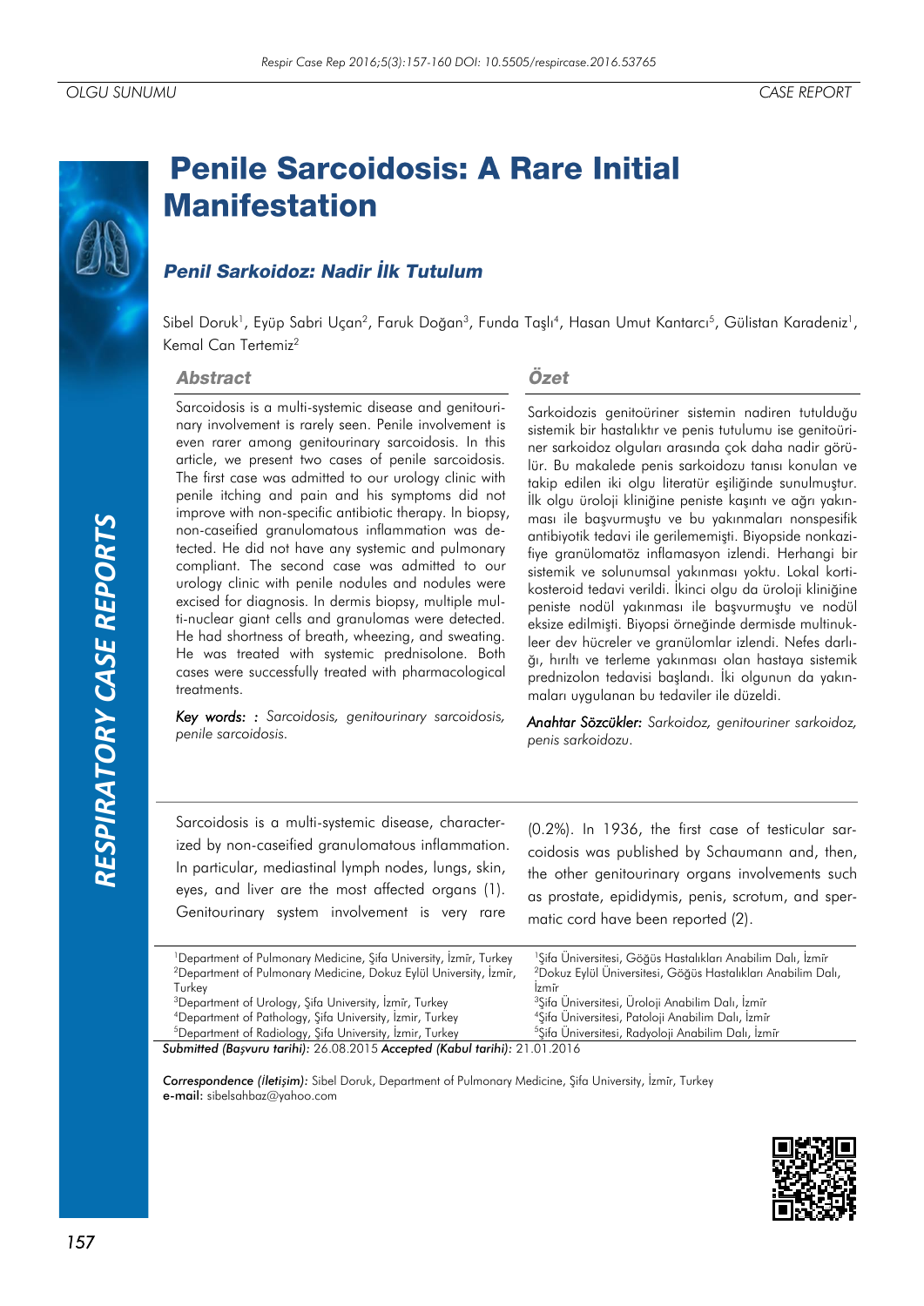OLGU SUNUMU | CASE REPORT

# Penile Sarcoidosis: A Rare Initial Manifestation

## *Penil Sarkoidoz: Nadir İlk Tutulum*

Sibel Doruk[1], Eyüp Sabri Uçan[2], Faruk Doğan[3], Funda Taşlı[4], Hasan Umut Kantarcı[5], Gülistan Karadeniz[1], Kemal Can Tertemiz[2]

### Abstract

Sarcoidosis is a multi-systemic disease and genitourinary involvement is rarely seen. Penile involvement is even rarer among genitourinary sarcoidosis. In this article, we present two cases of penile sarcoidosis. The first case was admitted to our urology clinic with penile itching and pain and his symptoms did not improve with non-specific antibiotic therapy. In biopsy, non-caseified granulomatous inflammation was detected. He did not have any systemic and pulmonary compliant. The second case was admitted to our urology clinic with penile nodules and nodules were excised for diagnosis. In dermis biopsy, multiple multi-nuclear giant cells and granulomas were detected. He had shortness of breath, wheezing, and sweating. He was treated with systemic prednisolone. Both cases were successfully treated with pharmacological treatments.

*Key words: : Sarcoidosis, genitourinary sarcoidosis, penile sarcoidosis.*

### Özet

Sarkoidozis genitoüriner sistemin nadiren tutulduğu sistemik bir hastalıktır ve penis tutulumu ise genitoüriner sarkoidoz olguları arasında çok daha nadir görülür. Bu makalede penis sarkoidozu tanısı konulan ve takip edilen iki olgu literatür eşiliğinde sunulmuştur. İlk olgu üroloji kliniğine peniste kaşıntı ve ağrı yakınması ile başvurmuştu ve bu yakınmaları nonspesifik antibiyotik tedavi ile gerilememişti. Biyopside nonkazifiye granülomatöz inflamasyon izlendi. Herhangi bir sistemik ve solunumsal yakınması yoktu. Lokal kortikosteroid tedavi verildi. İkinci olgu da üroloji kliniğine peniste nodül yakınması ile başvurmuştu ve nodül eksize edilmişti. Biyopsi örneğinde dermisde multinukleer dev hücreler ve granülomlar izlendi. Nefes darlığı, hırıltı ve terleme yakınması olan hastaya sistemik prednizolon tedavisi başlandı. İki olgunun da yakınmaları uygulanan bu tedaviler ile düzeldi.

*Anahtar Sözcükler: Sarkoidoz, genitouriner sarkoidoz, penis sarkoidozu.*

Sarcoidosis is a multi-systemic disease, characterized by non-caseified granulomatous inflammation. In particular, mediastinal lymph nodes, lungs, skin, eyes, and liver are the most affected organs (1). Genitourinary system involvement is very rare (0.2%). In 1936, the first case of testicular sarcoidosis was published by Schaumann and, then, the other genitourinary organs involvements such as prostate, epididymis, penis, scrotum, and spermatic cord have been reported (2).

[1]Department of Pulmonary Medicine, Şifa University, İzmir, Turkey
[2]Department of Pulmonary Medicine, Dokuz Eylül University, İzmir, Turkey
[3]Department of Urology, Şifa University, İzmir, Turkey
[4]Department of Pathology, Şifa University, İzmir, Turkey
[5]Department of Radiology, Şifa University, İzmir, Turkey

[1]Şifa Üniversitesi, Göğüs Hastalıkları Anabilim Dalı, İzmir
[2]Dokuz Eylül Üniversitesi, Göğüs Hastalıkları Anabilim Dalı, İzmir
[3]Şifa Üniversitesi, Üroloji Anabilim Dalı, İzmir
[4]Şifa Üniversitesi, Patoloji Anabilim Dalı, İzmir
[5]Şifa Üniversitesi, Radyoloji Anabilim Dalı, İzmir

***Submitted (Başvuru tarihi):*** 26.08.2015 ***Accepted (Kabul tarihi):*** 21.01.2016

***Correspondence (İletişim):*** Sibel Doruk, Department of Pulmonary Medicine, Şifa University, İzmir, Turkey
**e-mail:** sibelsahbaz@yahoo.com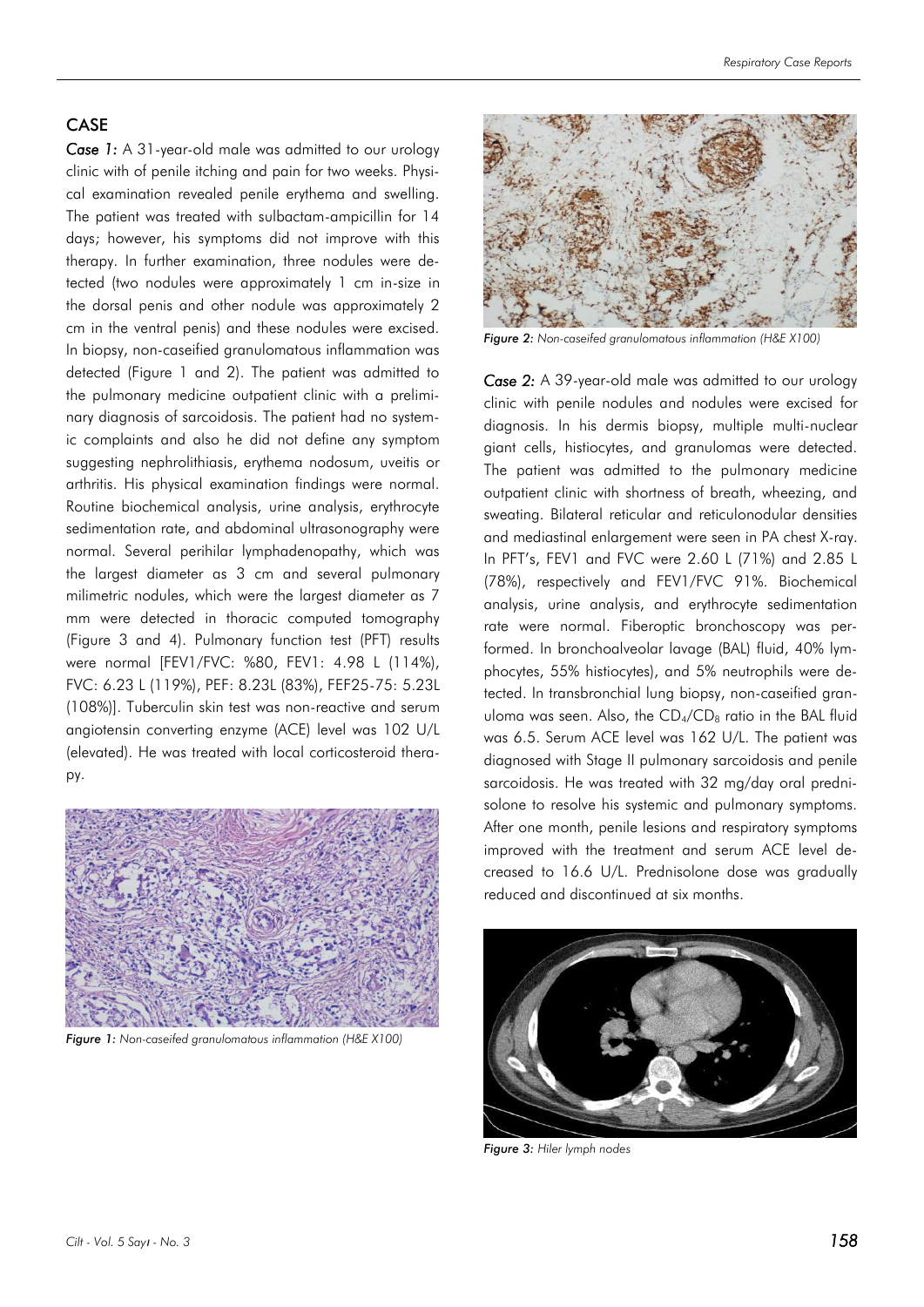## CASE

*Case 1:* A 31-year-old male was admitted to our urology clinic with of penile itching and pain for two weeks. Physical examination revealed penile erythema and swelling. The patient was treated with sulbactam-ampicillin for 14 days; however, his symptoms did not improve with this therapy. In further examination, three nodules were detected (two nodules were approximately 1 cm in-size in the dorsal penis and other nodule was approximately 2 cm in the ventral penis) and these nodules were excised. In biopsy, non-caseified granulomatous inflammation was detected (Figure 1 and 2). The patient was admitted to the pulmonary medicine outpatient clinic with a preliminary diagnosis of sarcoidosis. The patient had no systemic complaints and also he did not define any symptom suggesting nephrolithiasis, erythema nodosum, uveitis or arthritis. His physical examination findings were normal. Routine biochemical analysis, urine analysis, erythrocyte sedimentation rate, and abdominal ultrasonography were normal. Several perihilar lymphadenopathy, which was the largest diameter as 3 cm and several pulmonary milimetric nodules, which were the largest diameter as 7 mm were detected in thoracic computed tomography (Figure 3 and 4). Pulmonary function test (PFT) results were normal [FEV1/FVC: %80, FEV1: 4.98 L (114%), FVC: 6.23 L (119%), PEF: 8.23L (83%), FEF25-75: 5.23L (108%)]. Tuberculin skin test was non-reactive and serum angiotensin converting enzyme (ACE) level was 102 U/L (elevated). He was treated with local corticosteroid therapy.

***Figure 1:*** *Non-caseifed granulomatous inflammation (H&E X100)*

***Figure 2:*** *Non-caseifed granulomatous inflammation (H&E X100)*

*Case 2:* A 39-year-old male was admitted to our urology clinic with penile nodules and nodules were excised for diagnosis. In his dermis biopsy, multiple multi-nuclear giant cells, histiocytes, and granulomas were detected. The patient was admitted to the pulmonary medicine outpatient clinic with shortness of breath, wheezing, and sweating. Bilateral reticular and reticulonodular densities and mediastinal enlargement were seen in PA chest X-ray. In PFT's, FEV1 and FVC were 2.60 L (71%) and 2.85 L (78%), respectively and FEV1/FVC 91%. Biochemical analysis, urine analysis, and erythrocyte sedimentation rate were normal. Fiberoptic bronchoscopy was performed. In bronchoalveolar lavage (BAL) fluid, 40% lymphocytes, 55% histiocytes), and 5% neutrophils were detected. In transbronchial lung biopsy, non-caseified granuloma was seen. Also, the $CD_4/CD_8$ ratio in the BAL fluid was 6.5. Serum ACE level was 162 U/L. The patient was diagnosed with Stage II pulmonary sarcoidosis and penile sarcoidosis. He was treated with 32 mg/day oral prednisolone to resolve his systemic and pulmonary symptoms. After one month, penile lesions and respiratory symptoms improved with the treatment and serum ACE level decreased to 16.6 U/L. Prednisolone dose was gradually reduced and discontinued at six months.

***Figure 3:*** *Hiler lymph nodes*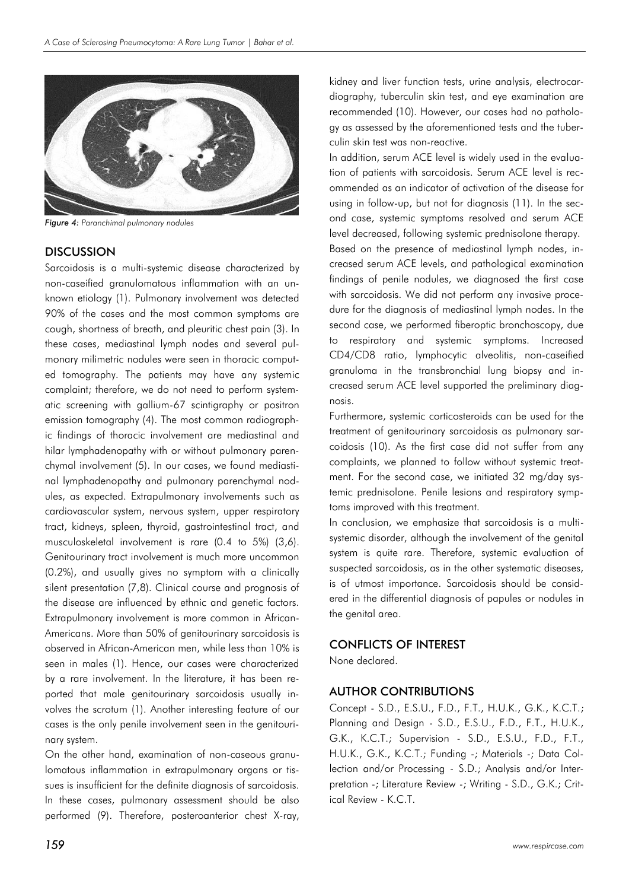*Figure 4: Paranchimal pulmonary nodules*

## DISCUSSION

Sarcoidosis is a multi-systemic disease characterized by non-caseified granulomatous inflammation with an unknown etiology (1). Pulmonary involvement was detected 90% of the cases and the most common symptoms are cough, shortness of breath, and pleuritic chest pain (3). In these cases, mediastinal lymph nodes and several pulmonary milimetric nodules were seen in thoracic computed tomography. The patients may have any systemic complaint; therefore, we do not need to perform systematic screening with gallium-67 scintigraphy or positron emission tomography (4). The most common radiographic findings of thoracic involvement are mediastinal and hilar lymphadenopathy with or without pulmonary parenchymal involvement (5). In our cases, we found mediastinal lymphadenopathy and pulmonary parenchymal nodules, as expected. Extrapulmonary involvements such as cardiovascular system, nervous system, upper respiratory tract, kidneys, spleen, thyroid, gastrointestinal tract, and musculoskeletal involvement is rare (0.4 to 5%) (3,6). Genitourinary tract involvement is much more uncommon (0.2%), and usually gives no symptom with a clinically silent presentation (7,8). Clinical course and prognosis of the disease are influenced by ethnic and genetic factors. Extrapulmonary involvement is more common in African-Americans. More than 50% of genitourinary sarcoidosis is observed in African-American men, while less than 10% is seen in males (1). Hence, our cases were characterized by a rare involvement. In the literature, it has been reported that male genitourinary sarcoidosis usually involves the scrotum (1). Another interesting feature of our cases is the only penile involvement seen in the genitourinary system.

On the other hand, examination of non-caseous granulomatous inflammation in extrapulmonary organs or tissues is insufficient for the definite diagnosis of sarcoidosis. In these cases, pulmonary assessment should be also performed (9). Therefore, posteroanterior chest X-ray, kidney and liver function tests, urine analysis, electrocardiography, tuberculin skin test, and eye examination are recommended (10). However, our cases had no pathology as assessed by the aforementioned tests and the tuberculin skin test was non-reactive.

In addition, serum ACE level is widely used in the evaluation of patients with sarcoidosis. Serum ACE level is recommended as an indicator of activation of the disease for using in follow-up, but not for diagnosis (11). In the second case, systemic symptoms resolved and serum ACE level decreased, following systemic prednisolone therapy.

Based on the presence of mediastinal lymph nodes, increased serum ACE levels, and pathological examination findings of penile nodules, we diagnosed the first case with sarcoidosis. We did not perform any invasive procedure for the diagnosis of mediastinal lymph nodes. In the second case, we performed fiberoptic bronchoscopy, due to respiratory and systemic symptoms. Increased CD4/CD8 ratio, lymphocytic alveolitis, non-caseified granuloma in the transbronchial lung biopsy and increased serum ACE level supported the preliminary diagnosis.

Furthermore, systemic corticosteroids can be used for the treatment of genitourinary sarcoidosis as pulmonary sarcoidosis (10). As the first case did not suffer from any complaints, we planned to follow without systemic treatment. For the second case, we initiated 32 mg/day systemic prednisolone. Penile lesions and respiratory symptoms improved with this treatment.

In conclusion, we emphasize that sarcoidosis is a multi-systemic disorder, although the involvement of the genital system is quite rare. Therefore, systemic evaluation of suspected sarcoidosis, as in the other systematic diseases, is of utmost importance. Sarcoidosis should be considered in the differential diagnosis of papules or nodules in the genital area.

## CONFLICTS OF INTEREST

None declared.

## AUTHOR CONTRIBUTIONS

Concept - S.D., E.S.U., F.D., F.T., H.U.K., G.K., K.C.T.; Planning and Design - S.D., E.S.U., F.D., F.T., H.U.K., G.K., K.C.T.; Supervision - S.D., E.S.U., F.D., F.T., H.U.K., G.K., K.C.T.; Funding -; Materials -; Data Collection and/or Processing - S.D.; Analysis and/or Interpretation -; Literature Review -; Writing - S.D., G.K.; Critical Review - K.C.T.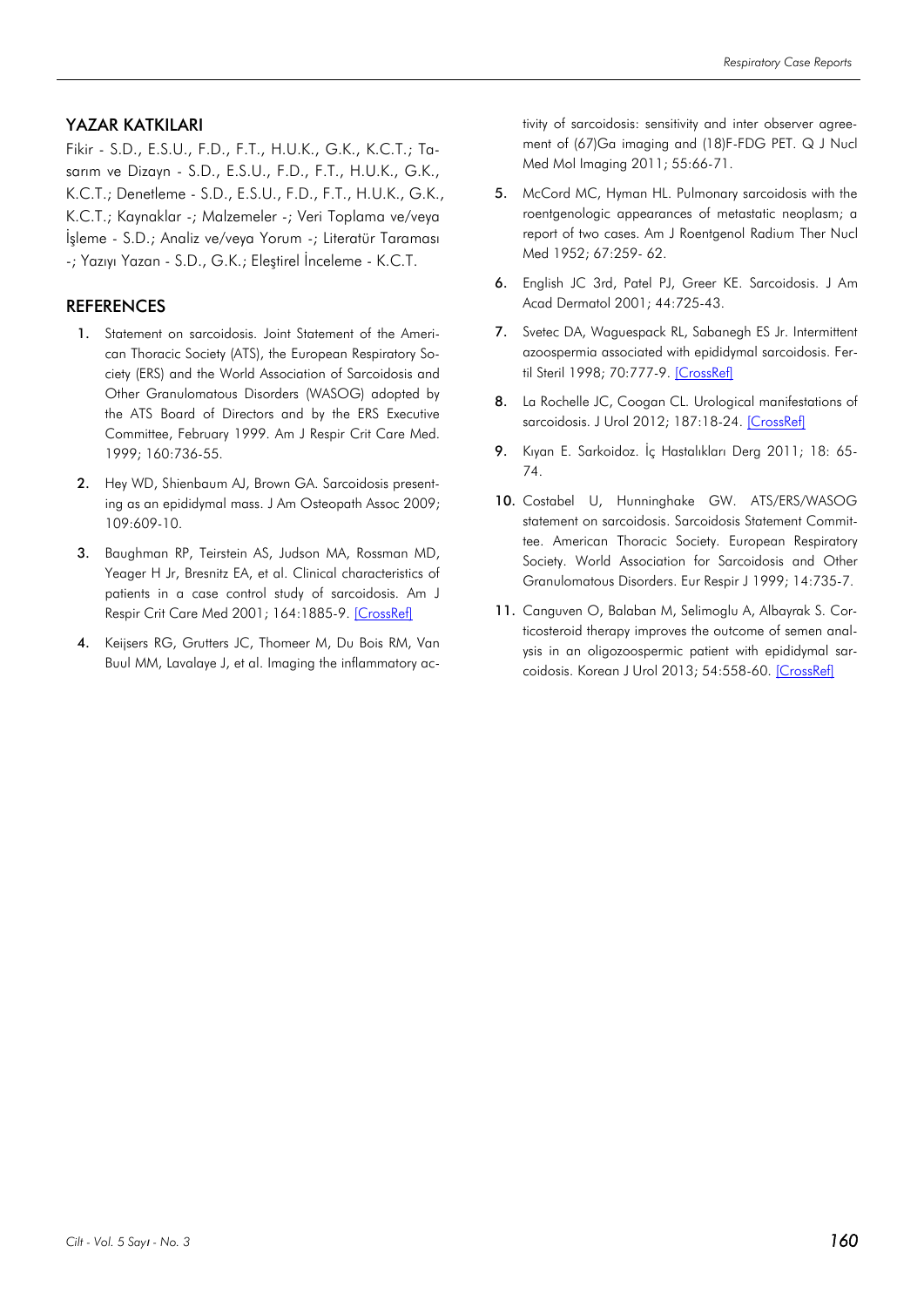## YAZAR KATKILARI

Fikir - S.D., E.S.U., F.D., F.T., H.U.K., G.K., K.C.T.; Tasarım ve Dizayn - S.D., E.S.U., F.D., F.T., H.U.K., G.K., K.C.T.; Denetleme - S.D., E.S.U., F.D., F.T., H.U.K., G.K., K.C.T.; Kaynaklar -; Malzemeler -; Veri Toplama ve/veya İşleme - S.D.; Analiz ve/veya Yorum -; Literatür Taraması -; Yazıyı Yazan - S.D., G.K.; Eleştirel İnceleme - K.C.T.

## REFERENCES

1. Statement on sarcoidosis. Joint Statement of the American Thoracic Society (ATS), the European Respiratory Society (ERS) and the World Association of Sarcoidosis and Other Granulomatous Disorders (WASOG) adopted by the ATS Board of Directors and by the ERS Executive Committee, February 1999. Am J Respir Crit Care Med. 1999; 160:736-55.
2. Hey WD, Shienbaum AJ, Brown GA. Sarcoidosis presenting as an epididymal mass. J Am Osteopath Assoc 2009; 109:609-10.
3. Baughman RP, Teirstein AS, Judson MA, Rossman MD, Yeager H Jr, Bresnitz EA, et al. Clinical characteristics of patients in a case control study of sarcoidosis. Am J Respir Crit Care Med 2001; 164:1885-9. [CrossRef]
4. Keijsers RG, Grutters JC, Thomeer M, Du Bois RM, Van Buul MM, Lavalaye J, et al. Imaging the inflammatory activity of sarcoidosis: sensitivity and inter observer agreement of (67)Ga imaging and (18)F-FDG PET. Q J Nucl Med Mol Imaging 2011; 55:66-71.
5. McCord MC, Hyman HL. Pulmonary sarcoidosis with the roentgenologic appearances of metastatic neoplasm; a report of two cases. Am J Roentgenol Radium Ther Nucl Med 1952; 67:259- 62.
6. English JC 3rd, Patel PJ, Greer KE. Sarcoidosis. J Am Acad Dermatol 2001; 44:725-43.
7. Svetec DA, Waguespack RL, Sabanegh ES Jr. Intermittent azoospermia associated with epididymal sarcoidosis. Fertil Steril 1998; 70:777-9. [CrossRef]
8. La Rochelle JC, Coogan CL. Urological manifestations of sarcoidosis. J Urol 2012; 187:18-24. [CrossRef]
9. Kıyan E. Sarkoidoz. İç Hastalıkları Derg 2011; 18: 65-74.
10. Costabel U, Hunninghake GW. ATS/ERS/WASOG statement on sarcoidosis. Sarcoidosis Statement Committee. American Thoracic Society. European Respiratory Society. World Association for Sarcoidosis and Other Granulomatous Disorders. Eur Respir J 1999; 14:735-7.
11. Canguven O, Balaban M, Selimoglu A, Albayrak S. Corticosteroid therapy improves the outcome of semen analysis in an oligozoospermic patient with epididymal sarcoidosis. Korean J Urol 2013; 54:558-60. [CrossRef]